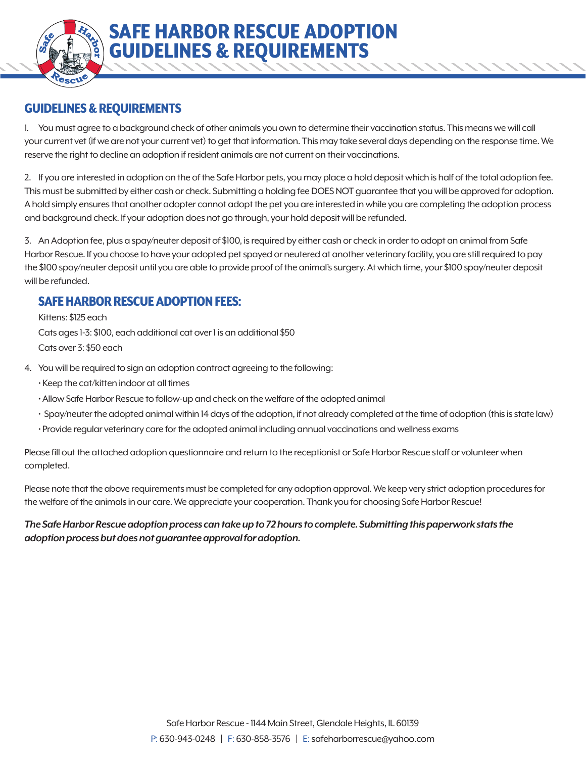# SAFE HARBOR RESCUE ADOPTION GUIDELINES & REQUIREMENTS

## GUIDELINES & REQUIREMENTS

1. You must agree to a background check of other animals you own to determine their vaccination status. This means we will call your current vet (if we are not your current vet) to get that information. This may take several days depending on the response time. We reserve the right to decline an adoption if resident animals are not current on their vaccinations.

2. If you are interested in adoption on the of the Safe Harbor pets, you may place a hold deposit which is half of the total adoption fee. This must be submitted by either cash or check. Submitting a holding fee DOES NOT guarantee that you will be approved for adoption. A hold simply ensures that another adopter cannot adopt the pet you are interested in while you are completing the adoption process and background check. If your adoption does not go through, your hold deposit will be refunded.

3. An Adoption fee, plus a spay/neuter deposit of $100, is required by either cash or check in order to adopt an animal from Safe Harbor Rescue. If you choose to have your adopted pet spayed or neutered at another veterinary facility, you are still required to pay the $100 spay/neuter deposit until you are able to provide proof of the animal's surgery. At which time, your $100 spay/neuter deposit will be refunded.

### SAFE HARBOR RESCUE ADOPTION FEES:

Kittens: $125 each

Cats ages 1-3: $100, each additional cat over 1 is an additional $50

Cats over 3: $50 each

4. You will be required to sign an adoption contract agreeing to the following:
   - Keep the cat/kitten indoor at all times
   - Allow Safe Harbor Rescue to follow-up and check on the welfare of the adopted animal
   - Spay/neuter the adopted animal within 14 days of the adoption, if not already completed at the time of adoption (this is state law)
   - Provide regular veterinary care for the adopted animal including annual vaccinations and wellness exams

Please fill out the attached adoption questionnaire and return to the receptionist or Safe Harbor Rescue staff or volunteer when completed.

Please note that the above requirements must be completed for any adoption approval. We keep very strict adoption procedures for the welfare of the animals in our care. We appreciate your cooperation. Thank you for choosing Safe Harbor Rescue!

***The Safe Harbor Rescue adoption process can take up to 72 hours to complete. Submitting this paperwork stats the adoption process but does not guarantee approval for adoption.***

Safe Harbor Rescue - 1144 Main Street, Glendale Heights, IL 60139

P: 630-943-0248 | F: 630-858-3576 | E: safeharborrescue@yahoo.com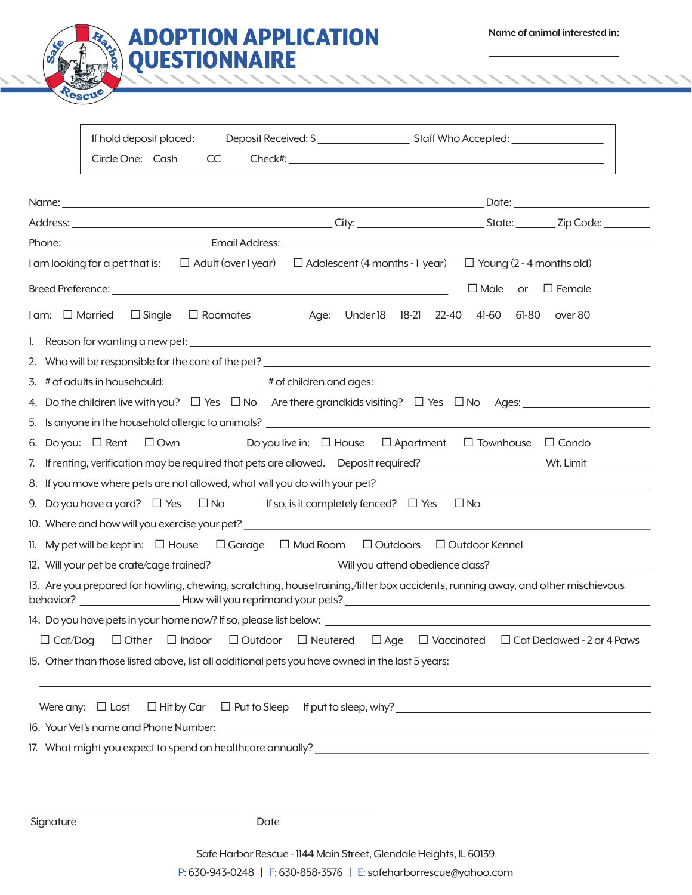# ADOPTION APPLICATION QUESTIONNAIRE

**Name of animal interested in:** ______________________

If hold deposit placed: Deposit Received: $ ______________ Staff Who Accepted: ______________

Circle One: Cash CC Check#: ______________________________

Name: ______________________________________________ Date: ______________

Address: ______________________________ City: ______________ State: ______ Zip Code: ________

Phone: ____________________ Email Address: ______________________________

I am looking for a pet that is: ☐ Adult (over 1 year) ☐ Adolescent (4 months - 1 year) ☐ Young (2 - 4 months old)

Breed Preference: ______________________________________ ☐ Male or ☐ Female

I am: ☐ Married ☐ Single ☐ Roomates Age: Under 18 18-21 22-40 41-60 61-80 over 80

1. Reason for wanting a new pet: ______________________________________________
2. Who will be responsible for the care of the pet? ______________________________________
3. # of adults in household: ______________ # of children and ages: ______________________
4. Do the children live with you? ☐ Yes ☐ No Are there grandkids visiting? ☐ Yes ☐ No Ages: ____________
5. Is anyone in the household allergic to animals? ______________________________________
6. Do you: ☐ Rent ☐ Own Do you live in: ☐ House ☐ Apartment ☐ Townhouse ☐ Condo
7. If renting, verification may be required that pets are allowed. Deposit required? ______________ Wt. Limit__________
8. If you move where pets are not allowed, what will you do with your pet? ______________________________
9. Do you have a yard? ☐ Yes ☐ No If so, is it completely fenced? ☐ Yes ☐ No
10. Where and how will you exercise your pet? ______________________________________
11. My pet will be kept in: ☐ House ☐ Garage ☐ Mud Room ☐ Outdoors ☐ Outdoor Kennel
12. Will your pet be crate/cage trained? ______________ Will you attend obedience class? ______________
13. Are you prepared for howling, chewing, scratching, housetraining,/litter box accidents, running away, and other mischievous behavior? ______________ How will you reprimand your pets? ______________________________
14. Do you have pets in your home now? If so, please list below: ______________________________

    ☐ Cat/Dog ☐ Other ☐ Indoor ☐ Outdoor ☐ Neutered ☐ Age ☐ Vaccinated ☐ Cat Declawed - 2 or 4 Paws
15. Other than those listed above, list all additional pets you have owned in the last 5 years:

    ______________________________________________________________

    Were any: ☐ Lost ☐ Hit by Car ☐ Put to Sleep If put to sleep, why? ______________________________
16. Your Vet's name and Phone Number: ______________________________________________
17. What might you expect to spend on healthcare annually? ______________________________________

______________________________ ______________

Signature Date

Safe Harbor Rescue - 1144 Main Street, Glendale Heights, IL 60139

P: 630-943-0248 | F: 630-858-3576 | E: safeharborrescue@yahoo.com